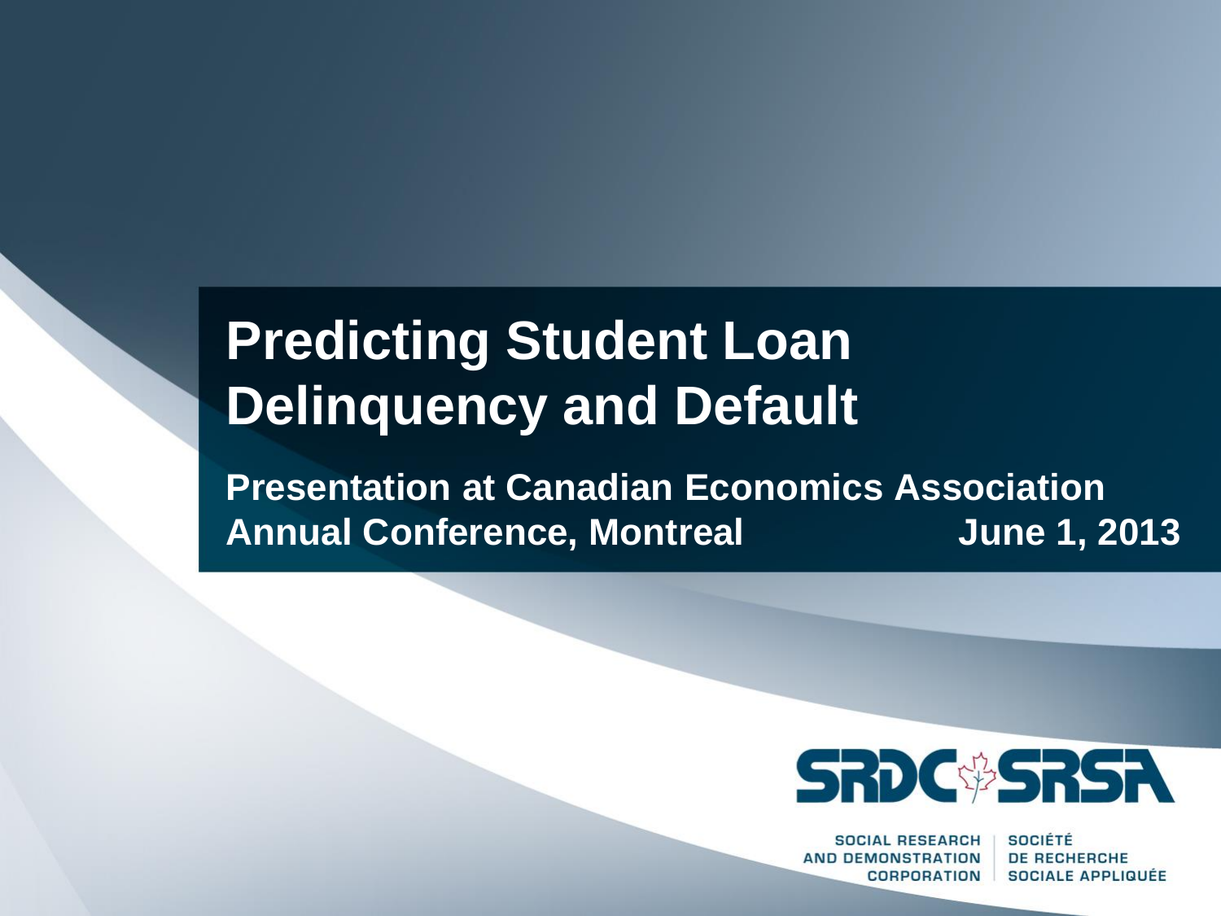# Predicting Student Loan Delinquency and Default

**Presentation at Canadian Economics Association Annual Conference, Montreal June 1, 2013**

SRDC SRSA

SOCIAL RESEARCH AND DEMONSTRATION CORPORATION | SOCIÉTÉ DE RECHERCHE SOCIALE APPLIQUÉE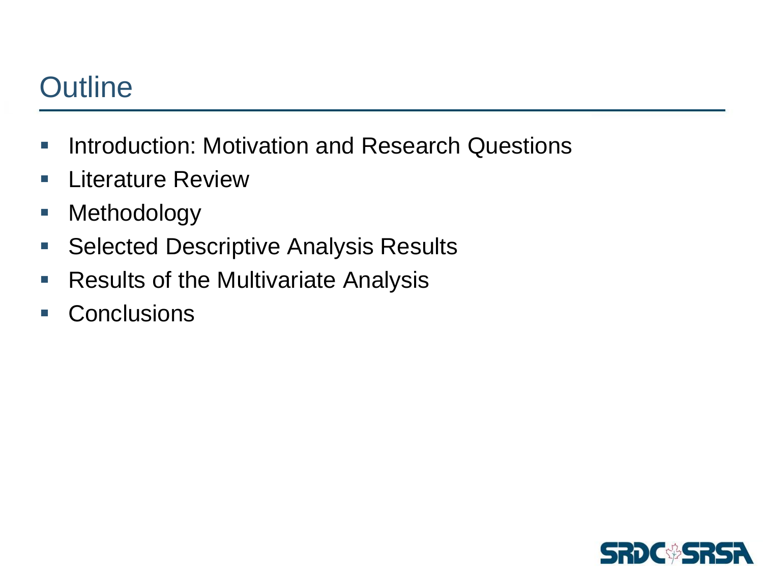# Outline

- Introduction: Motivation and Research Questions
- Literature Review
- Methodology
- Selected Descriptive Analysis Results
- Results of the Multivariate Analysis
- Conclusions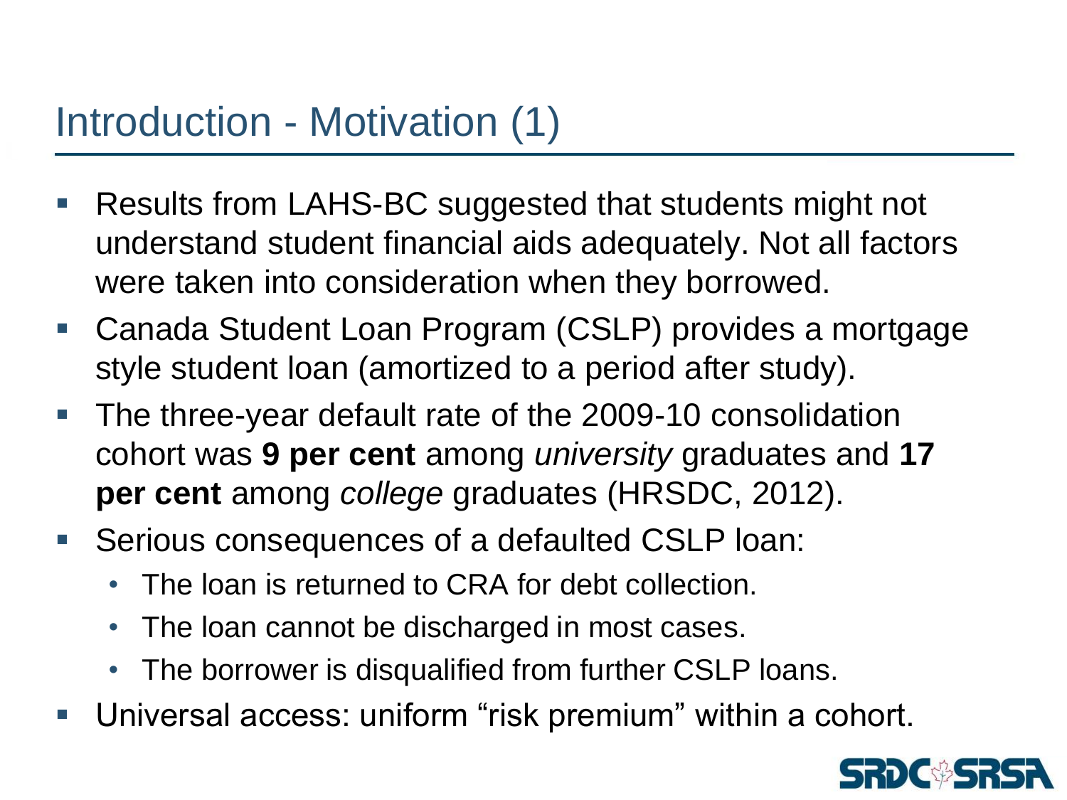## Introduction - Motivation (1)

- Results from LAHS-BC suggested that students might not understand student financial aids adequately. Not all factors were taken into consideration when they borrowed.
- Canada Student Loan Program (CSLP) provides a mortgage style student loan (amortized to a period after study).
- The three-year default rate of the 2009-10 consolidation cohort was **9 per cent** among *university* graduates and **17 per cent** among *college* graduates (HRSDC, 2012).
- Serious consequences of a defaulted CSLP loan:
  - The loan is returned to CRA for debt collection.
  - The loan cannot be discharged in most cases.
  - The borrower is disqualified from further CSLP loans.
- Universal access: uniform “risk premium” within a cohort.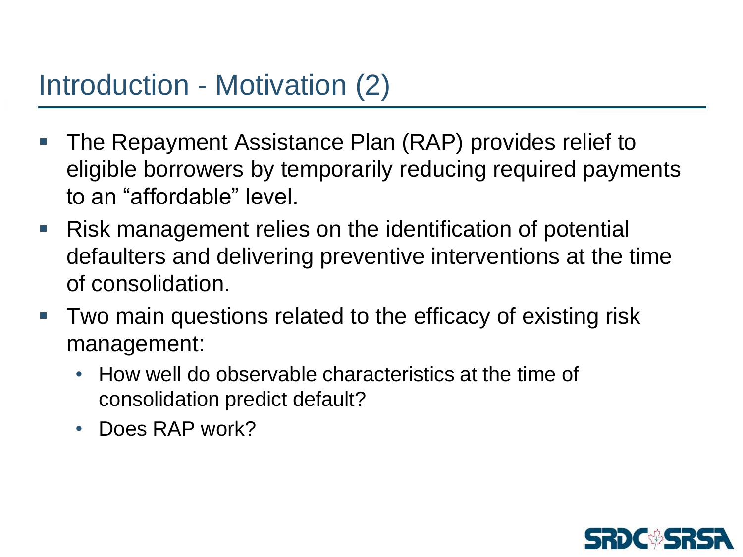# Introduction - Motivation (2)

- The Repayment Assistance Plan (RAP) provides relief to eligible borrowers by temporarily reducing required payments to an "affordable" level.
- Risk management relies on the identification of potential defaulters and delivering preventive interventions at the time of consolidation.
- Two main questions related to the efficacy of existing risk management:
  - How well do observable characteristics at the time of consolidation predict default?
  - Does RAP work?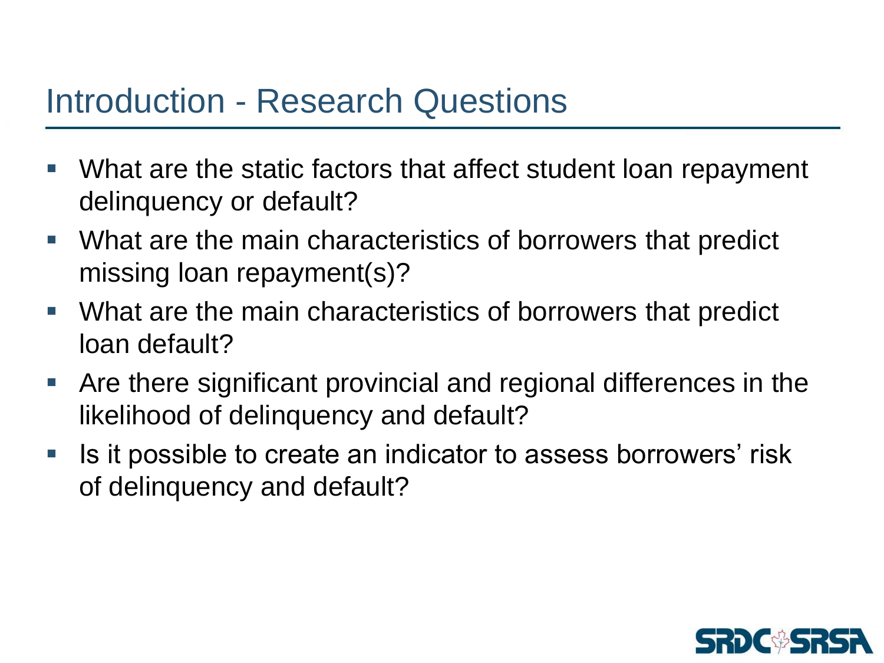# Introduction - Research Questions

- What are the static factors that affect student loan repayment delinquency or default?
- What are the main characteristics of borrowers that predict missing loan repayment(s)?
- What are the main characteristics of borrowers that predict loan default?
- Are there significant provincial and regional differences in the likelihood of delinquency and default?
- Is it possible to create an indicator to assess borrowers' risk of delinquency and default?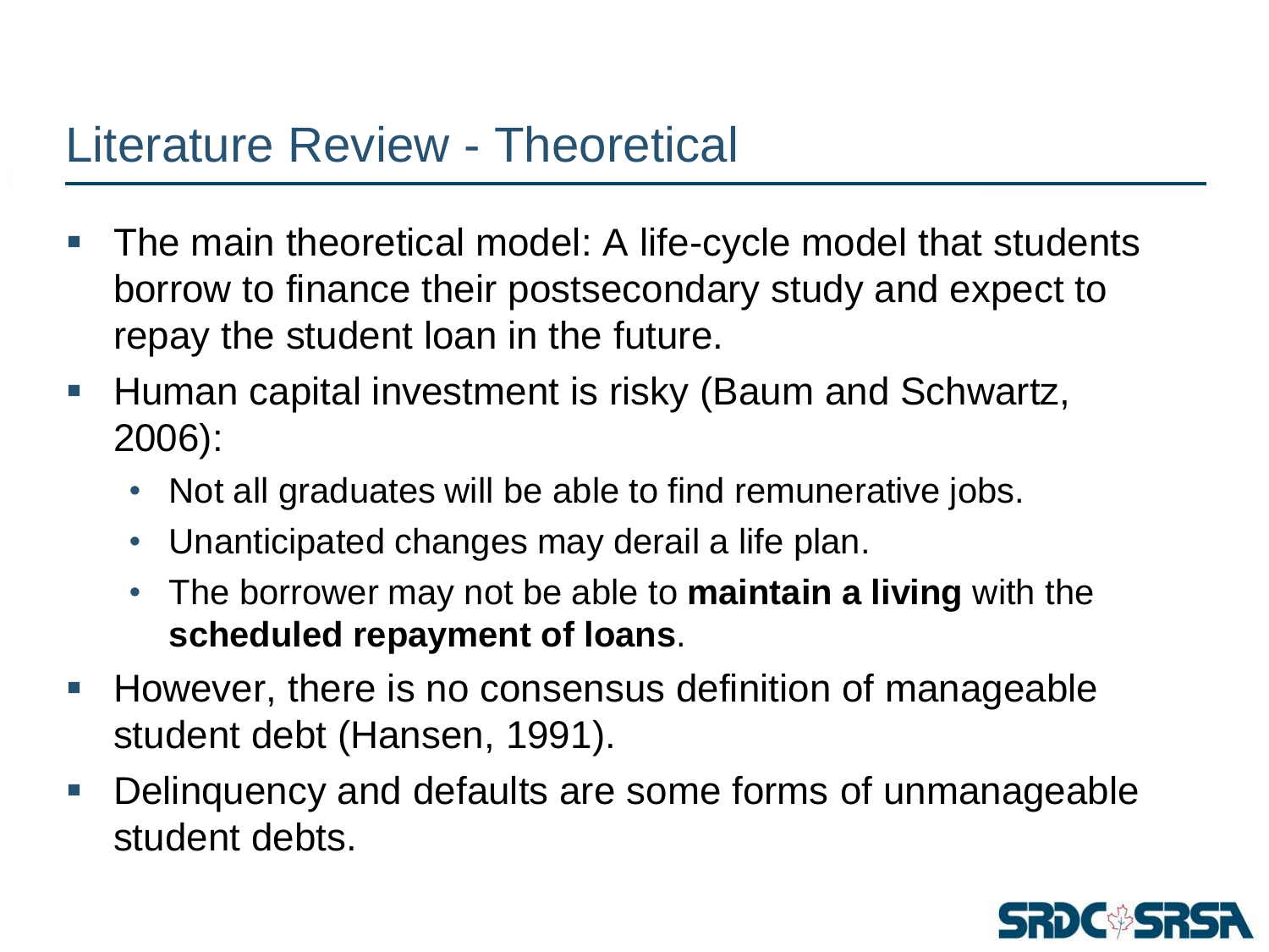# Literature Review - Theoretical

- The main theoretical model: A life-cycle model that students borrow to finance their postsecondary study and expect to repay the student loan in the future.
- Human capital investment is risky (Baum and Schwartz, 2006):
  - Not all graduates will be able to find remunerative jobs.
  - Unanticipated changes may derail a life plan.
  - The borrower may not be able to **maintain a living** with the **scheduled repayment of loans**.
- However, there is no consensus definition of manageable student debt (Hansen, 1991).
- Delinquency and defaults are some forms of unmanageable student debts.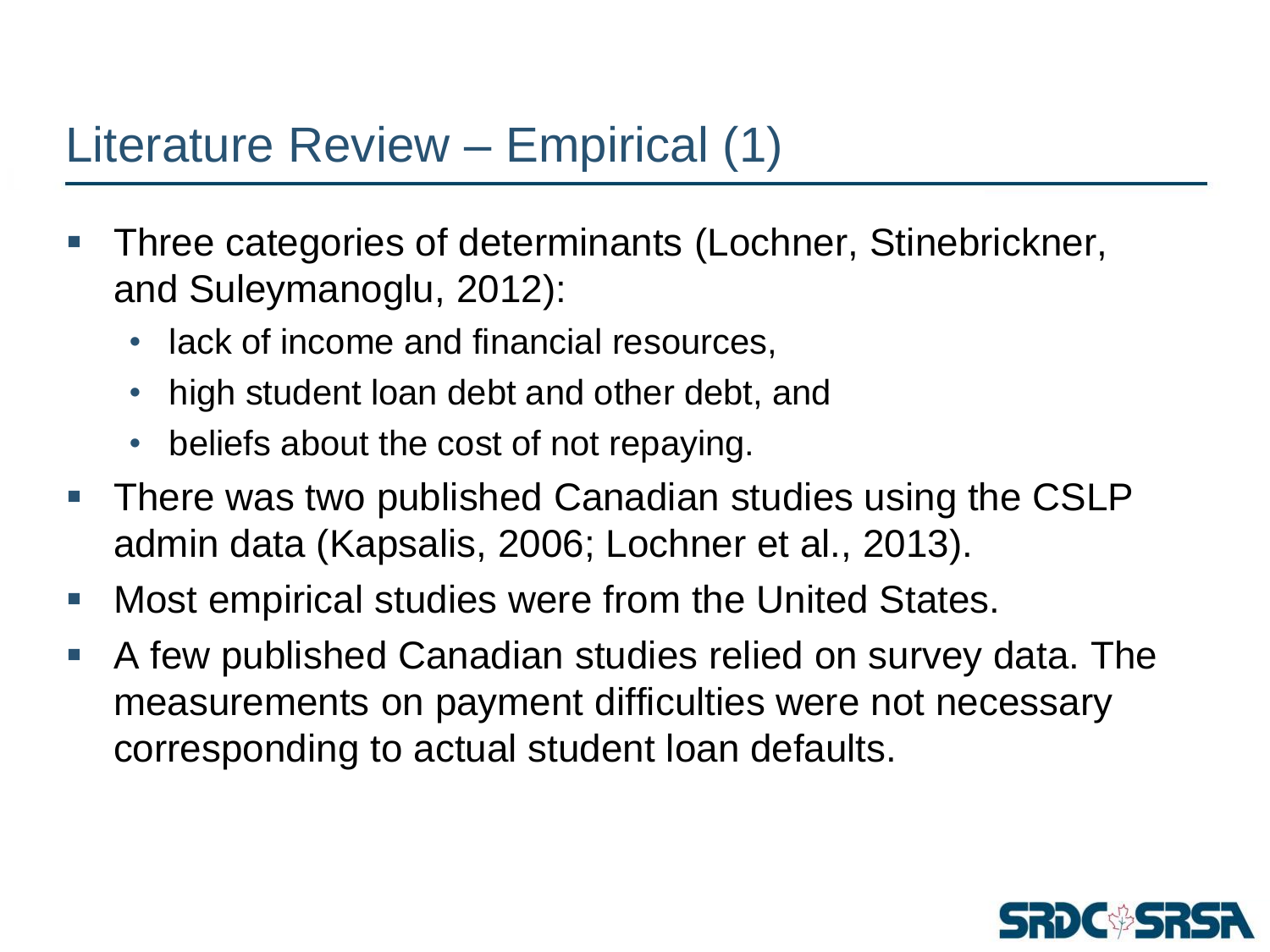# Literature Review – Empirical (1)

- Three categories of determinants (Lochner, Stinebrickner, and Suleymanoglu, 2012):
  - lack of income and financial resources,
  - high student loan debt and other debt, and
  - beliefs about the cost of not repaying.
- There was two published Canadian studies using the CSLP admin data (Kapsalis, 2006; Lochner et al., 2013).
- Most empirical studies were from the United States.
- A few published Canadian studies relied on survey data. The measurements on payment difficulties were not necessary corresponding to actual student loan defaults.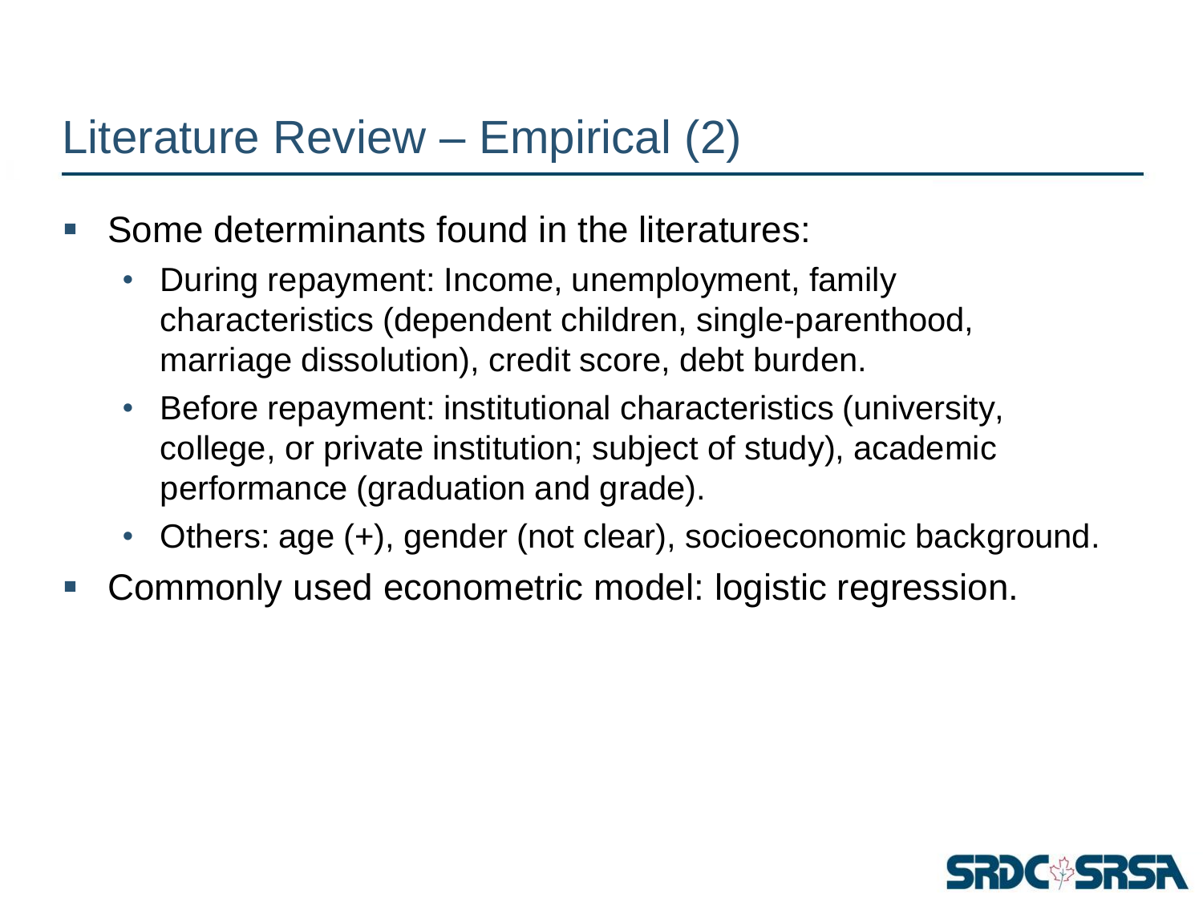# Literature Review – Empirical (2)

- Some determinants found in the literatures:
  - During repayment: Income, unemployment, family characteristics (dependent children, single-parenthood, marriage dissolution), credit score, debt burden.
  - Before repayment: institutional characteristics (university, college, or private institution; subject of study), academic performance (graduation and grade).
  - Others: age (+), gender (not clear), socioeconomic background.
- Commonly used econometric model: logistic regression.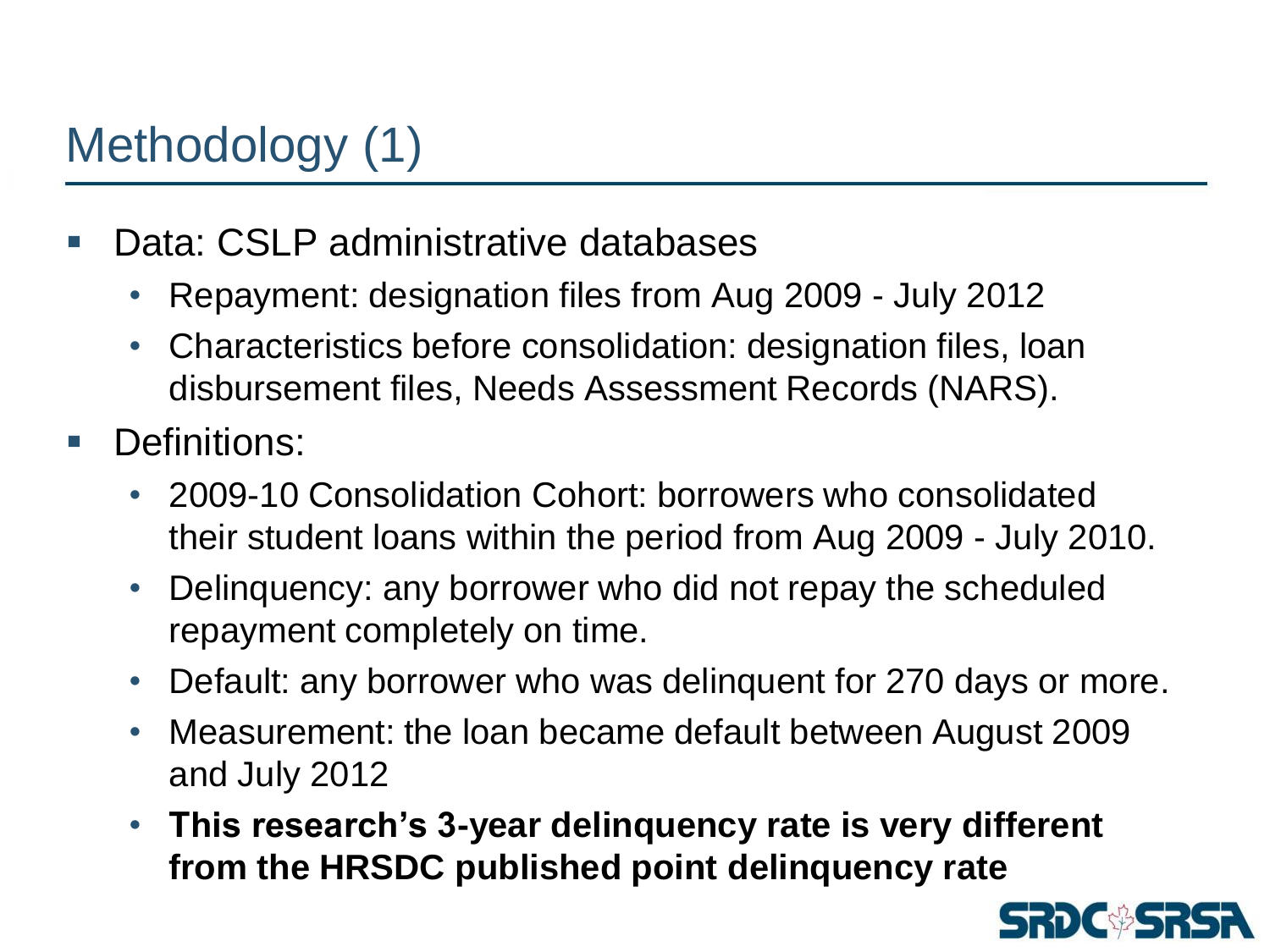# Methodology (1)

- Data: CSLP administrative databases
  - Repayment: designation files from Aug 2009 - July 2012
  - Characteristics before consolidation: designation files, loan disbursement files, Needs Assessment Records (NARS).
- Definitions:
  - 2009-10 Consolidation Cohort: borrowers who consolidated their student loans within the period from Aug 2009 - July 2010.
  - Delinquency: any borrower who did not repay the scheduled repayment completely on time.
  - Default: any borrower who was delinquent for 270 days or more.
  - Measurement: the loan became default between August 2009 and July 2012
  - **This research's 3-year delinquency rate is very different from the HRSDC published point delinquency rate**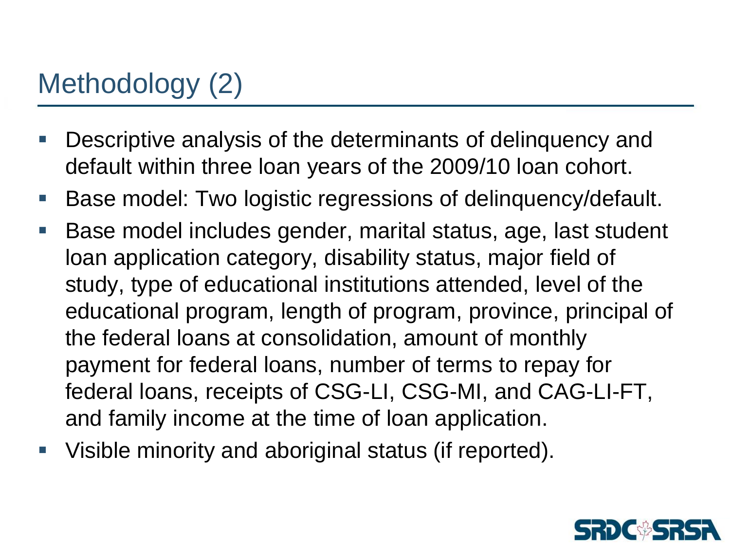# Methodology (2)

- Descriptive analysis of the determinants of delinquency and default within three loan years of the 2009/10 loan cohort.
- Base model: Two logistic regressions of delinquency/default.
- Base model includes gender, marital status, age, last student loan application category, disability status, major field of study, type of educational institutions attended, level of the educational program, length of program, province, principal of the federal loans at consolidation, amount of monthly payment for federal loans, number of terms to repay for federal loans, receipts of CSG-LI, CSG-MI, and CAG-LI-FT, and family income at the time of loan application.
- Visible minority and aboriginal status (if reported).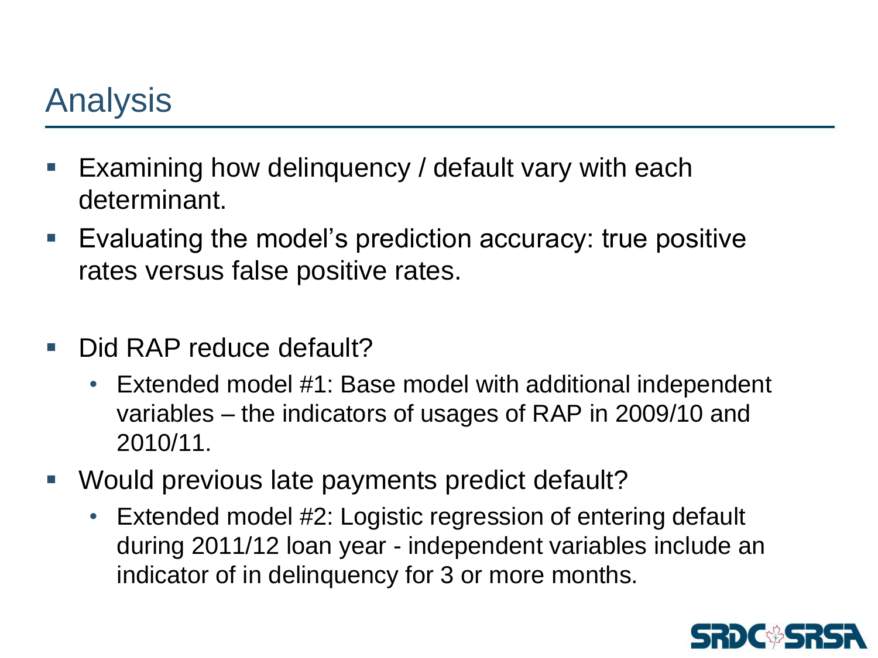# Analysis

- Examining how delinquency / default vary with each determinant.
- Evaluating the model's prediction accuracy: true positive rates versus false positive rates.
- Did RAP reduce default?
  - Extended model #1: Base model with additional independent variables – the indicators of usages of RAP in 2009/10 and 2010/11.
- Would previous late payments predict default?
  - Extended model #2: Logistic regression of entering default during 2011/12 loan year - independent variables include an indicator of in delinquency for 3 or more months.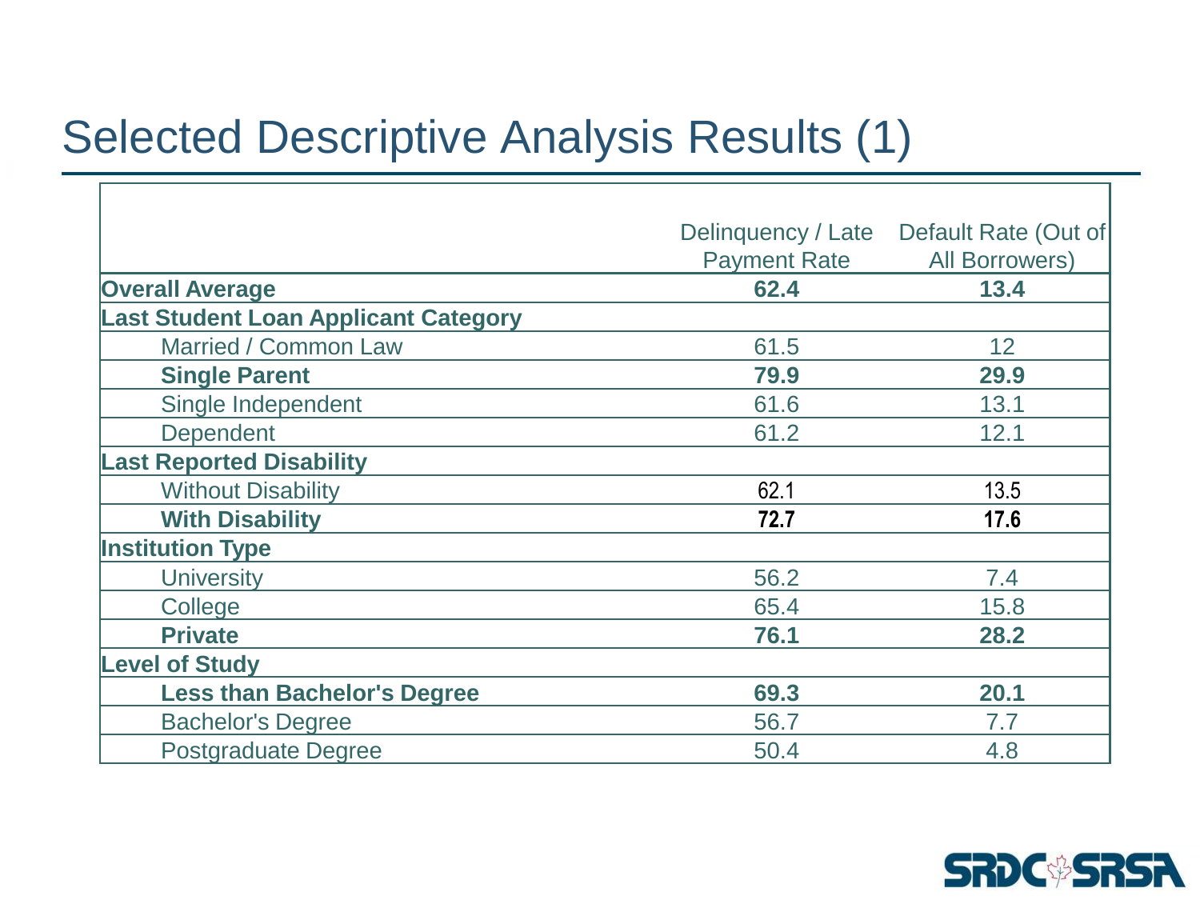# Selected Descriptive Analysis Results (1)

| | Delinquency / Late Payment Rate | Default Rate (Out of All Borrowers) |
|---|---|---|
| **Overall Average** | **62.4** | **13.4** |
| **Last Student Loan Applicant Category** | | |
| Married / Common Law | 61.5 | 12 |
| **Single Parent** | **79.9** | **29.9** |
| Single Independent | 61.6 | 13.1 |
| Dependent | 61.2 | 12.1 |
| **Last Reported Disability** | | |
| Without Disability | 62.1 | 13.5 |
| **With Disability** | **72.7** | **17.6** |
| **Institution Type** | | |
| University | 56.2 | 7.4 |
| College | 65.4 | 15.8 |
| **Private** | **76.1** | **28.2** |
| **Level of Study** | | |
| **Less than Bachelor's Degree** | **69.3** | **20.1** |
| Bachelor's Degree | 56.7 | 7.7 |
| Postgraduate Degree | 50.4 | 4.8 |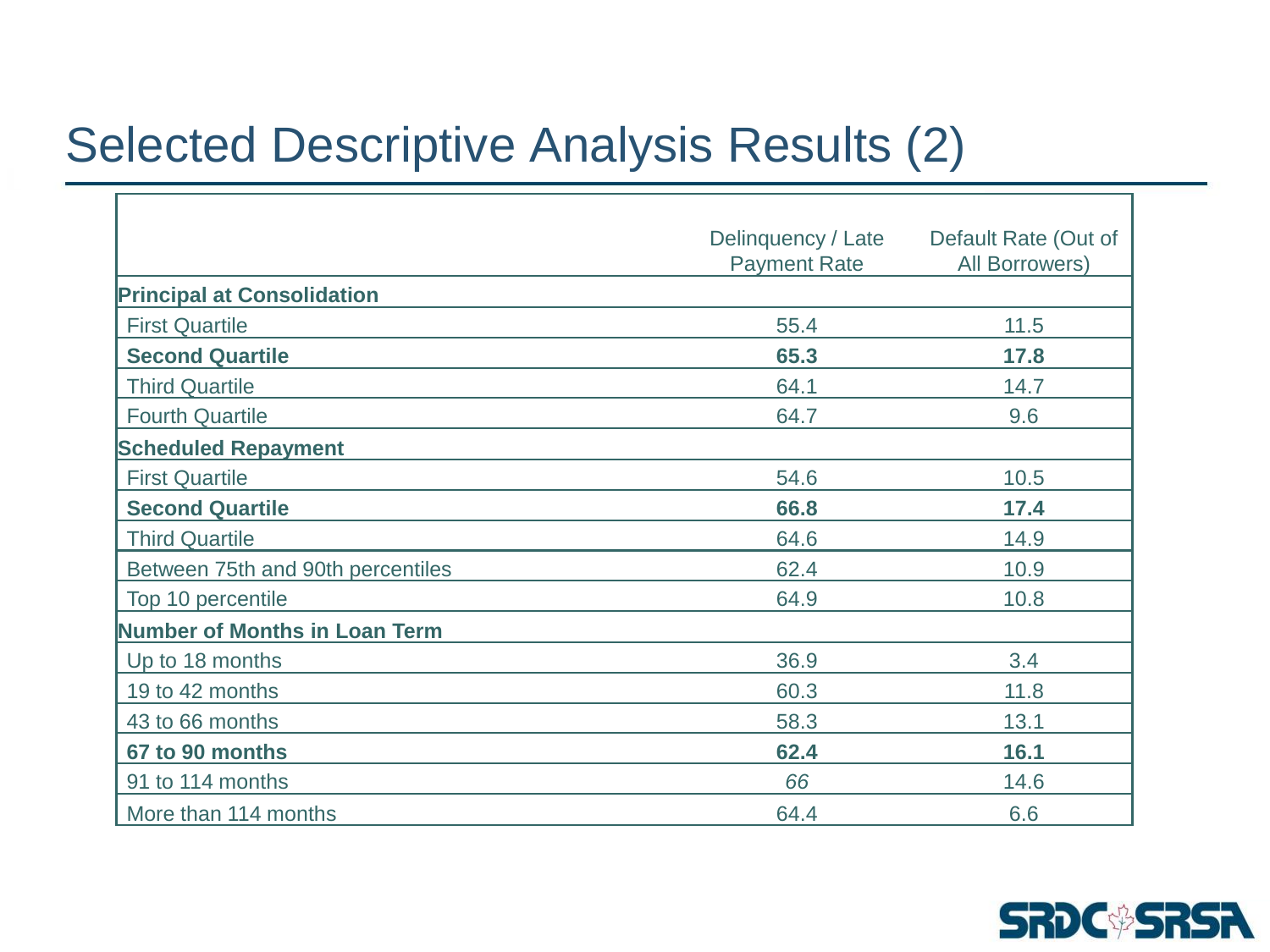# Selected Descriptive Analysis Results (2)

| | Delinquency / Late Payment Rate | Default Rate (Out of All Borrowers) |
|---|---|---|
| **Principal at Consolidation** | | |
| First Quartile | 55.4 | 11.5 |
| **Second Quartile** | **65.3** | **17.8** |
| Third Quartile | 64.1 | 14.7 |
| Fourth Quartile | 64.7 | 9.6 |
| **Scheduled Repayment** | | |
| First Quartile | 54.6 | 10.5 |
| **Second Quartile** | **66.8** | **17.4** |
| Third Quartile | 64.6 | 14.9 |
| Between 75th and 90th percentiles | 62.4 | 10.9 |
| Top 10 percentile | 64.9 | 10.8 |
| **Number of Months in Loan Term** | | |
| Up to 18 months | 36.9 | 3.4 |
| 19 to 42 months | 60.3 | 11.8 |
| 43 to 66 months | 58.3 | 13.1 |
| **67 to 90 months** | **62.4** | **16.1** |
| 91 to 114 months | *66* | 14.6 |
| More than 114 months | 64.4 | 6.6 |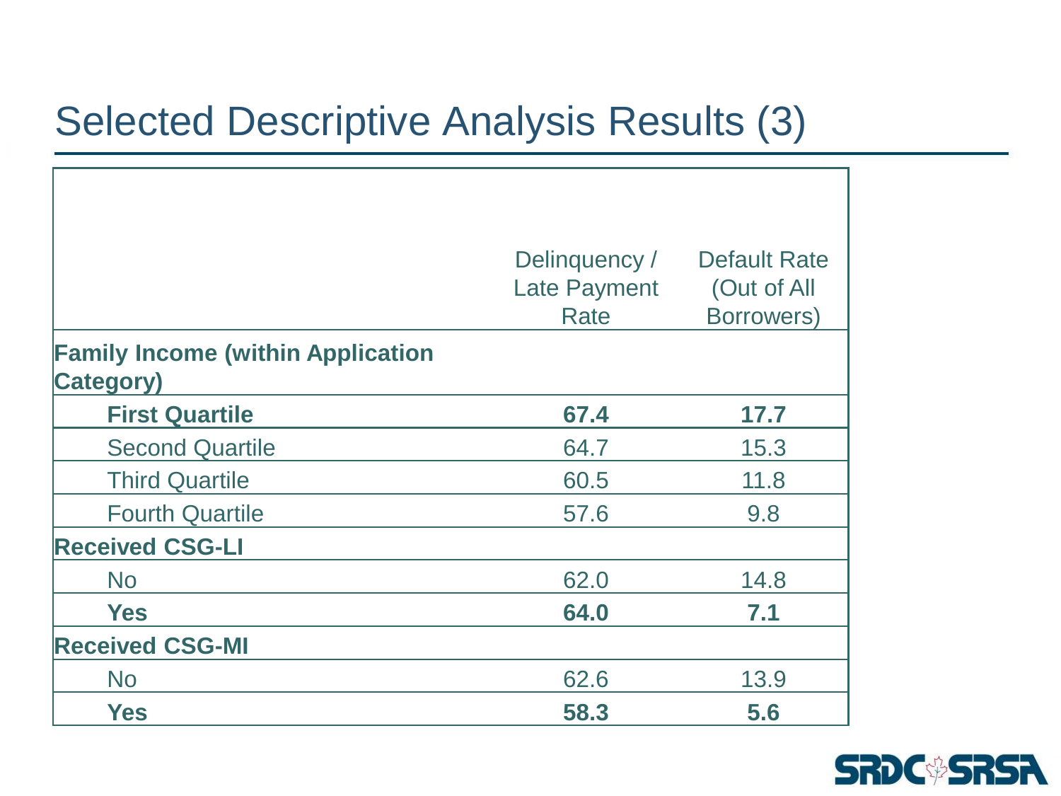# Selected Descriptive Analysis Results (3)

| | Delinquency / Late Payment Rate | Default Rate (Out of All Borrowers) |
|---|---|---|
| **Family Income (within Application Category)** | | |
| **First Quartile** | **67.4** | **17.7** |
| Second Quartile | 64.7 | 15.3 |
| Third Quartile | 60.5 | 11.8 |
| Fourth Quartile | 57.6 | 9.8 |
| **Received CSG-LI** | | |
| No | 62.0 | 14.8 |
| **Yes** | **64.0** | **7.1** |
| **Received CSG-MI** | | |
| No | 62.6 | 13.9 |
| **Yes** | **58.3** | **5.6** |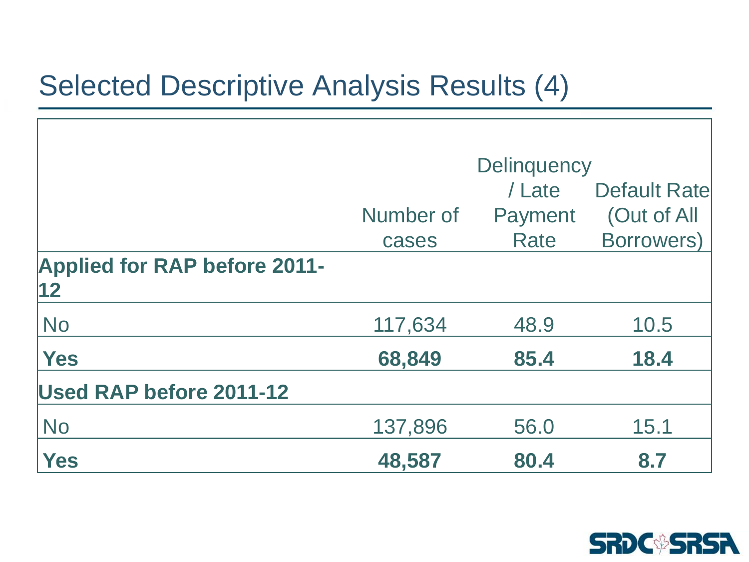# Selected Descriptive Analysis Results (4)

| | Number of cases | Delinquency / Late Payment Rate | Default Rate (Out of All Borrowers) |
|---|---|---|---|
| **Applied for RAP before 2011-12** | | | |
| No | 117,634 | 48.9 | 10.5 |
| **Yes** | **68,849** | **85.4** | **18.4** |
| **Used RAP before 2011-12** | | | |
| No | 137,896 | 56.0 | 15.1 |
| **Yes** | **48,587** | **80.4** | **8.7** |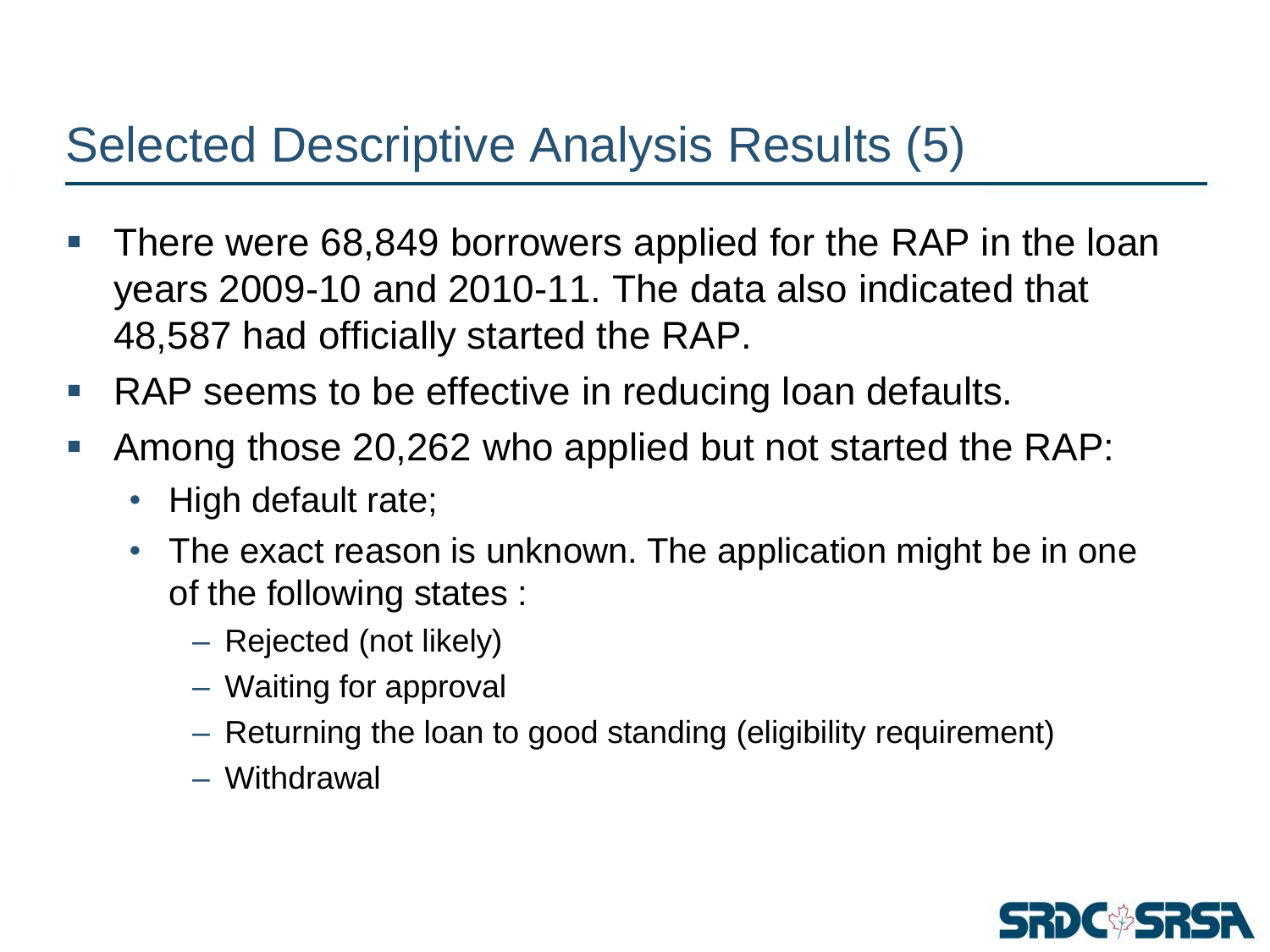# Selected Descriptive Analysis Results (5)

- There were 68,849 borrowers applied for the RAP in the loan years 2009-10 and 2010-11. The data also indicated that 48,587 had officially started the RAP.
- RAP seems to be effective in reducing loan defaults.
- Among those 20,262 who applied but not started the RAP:
  - High default rate;
  - The exact reason is unknown. The application might be in one of the following states :
    - Rejected (not likely)
    - Waiting for approval
    - Returning the loan to good standing (eligibility requirement)
    - Withdrawal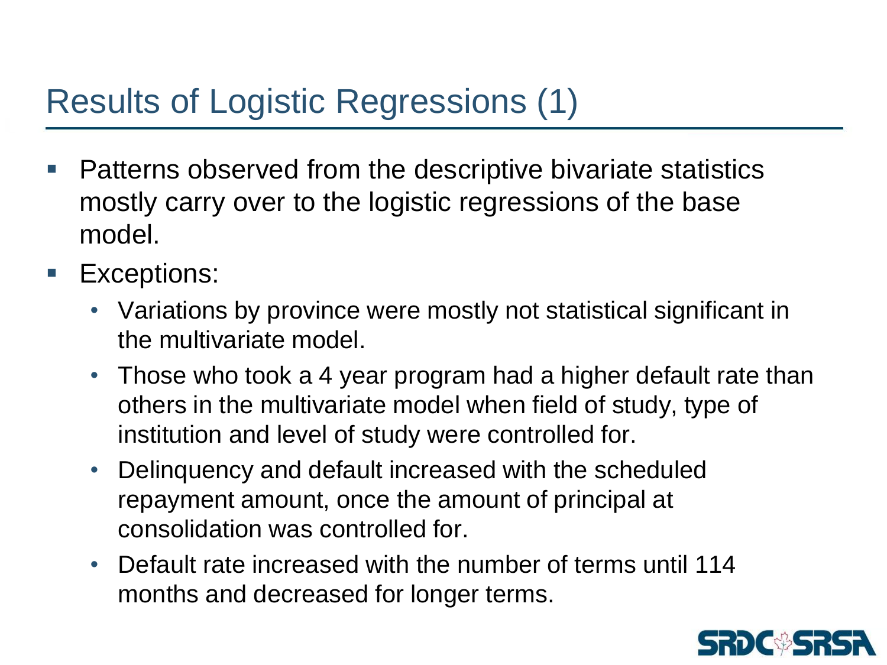# Results of Logistic Regressions (1)

- Patterns observed from the descriptive bivariate statistics mostly carry over to the logistic regressions of the base model.
- Exceptions:
  - Variations by province were mostly not statistical significant in the multivariate model.
  - Those who took a 4 year program had a higher default rate than others in the multivariate model when field of study, type of institution and level of study were controlled for.
  - Delinquency and default increased with the scheduled repayment amount, once the amount of principal at consolidation was controlled for.
  - Default rate increased with the number of terms until 114 months and decreased for longer terms.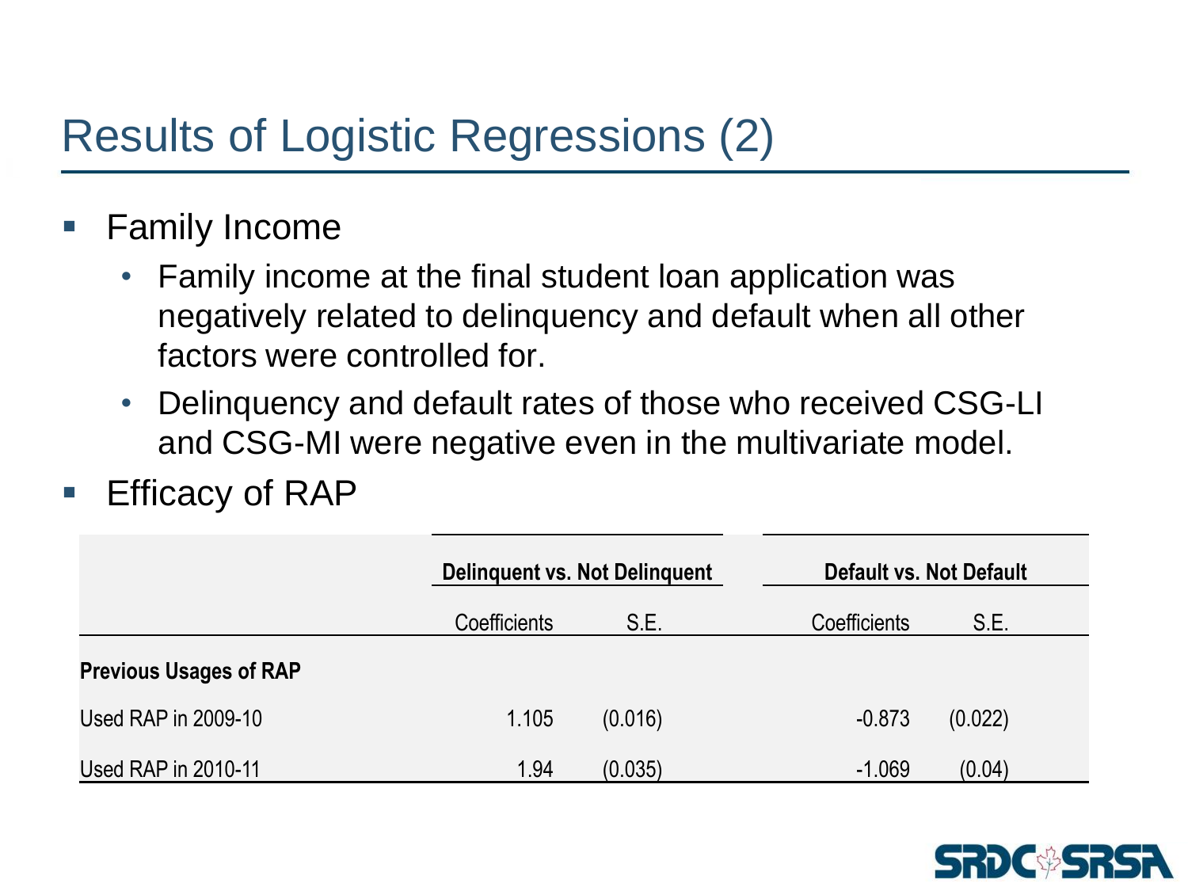# Results of Logistic Regressions (2)

- Family Income
  - Family income at the final student loan application was negatively related to delinquency and default when all other factors were controlled for.
  - Delinquency and default rates of those who received CSG-LI and CSG-MI were negative even in the multivariate model.
- Efficacy of RAP

| | Delinquent vs. Not Delinquent | | Default vs. Not Default | |
|---|---|---|---|---|
| | Coefficients | S.E. | Coefficients | S.E. |
| **Previous Usages of RAP** | | | | |
| Used RAP in 2009-10 | 1.105 | (0.016) | -0.873 | (0.022) |
| Used RAP in 2010-11 | 1.94 | (0.035) | -1.069 | (0.04) |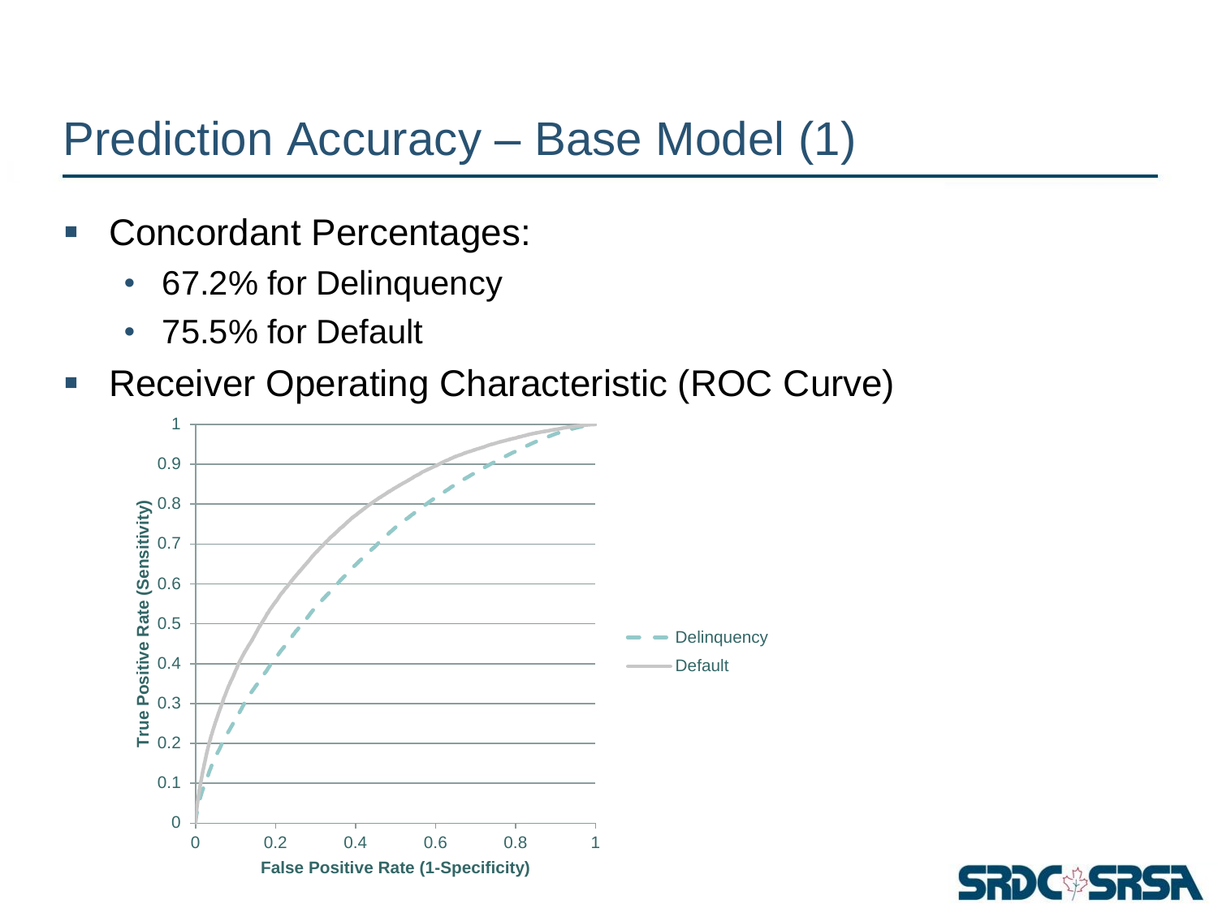# Prediction Accuracy – Base Model (1)

- Concordant Percentages:
  - 67.2% for Delinquency
  - 75.5% for Default
- Receiver Operating Characteristic (ROC Curve)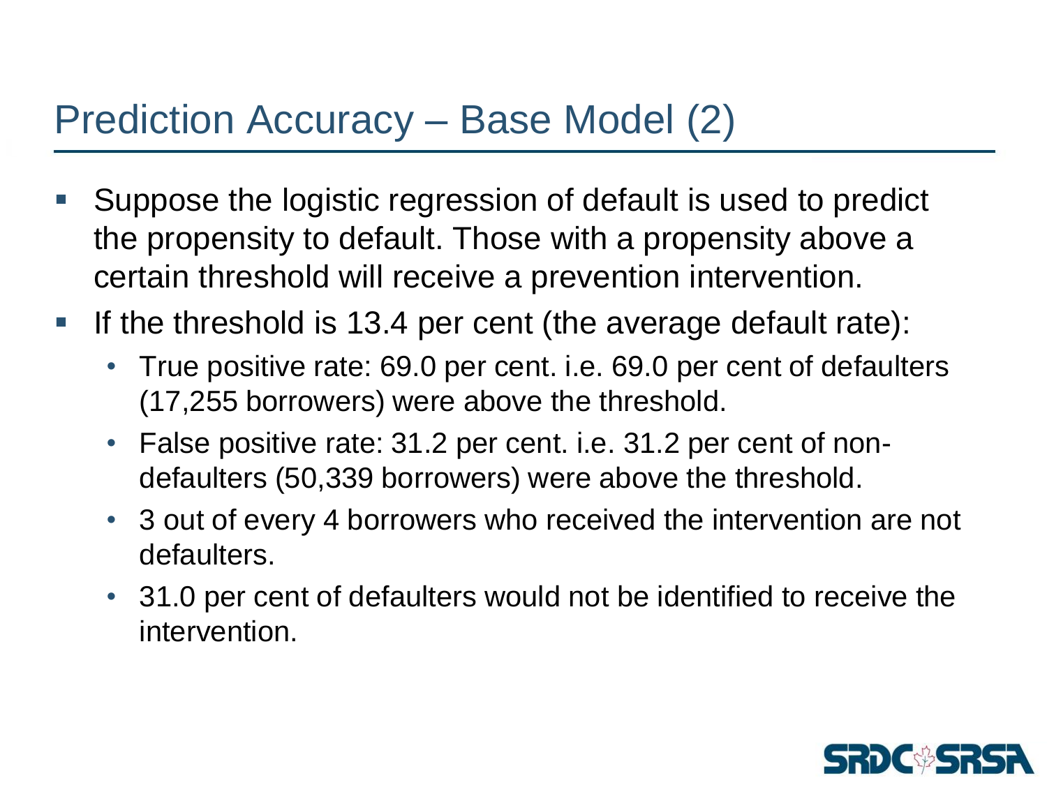# Prediction Accuracy – Base Model (2)

- Suppose the logistic regression of default is used to predict the propensity to default. Those with a propensity above a certain threshold will receive a prevention intervention.
- If the threshold is 13.4 per cent (the average default rate):
  - True positive rate: 69.0 per cent. i.e. 69.0 per cent of defaulters (17,255 borrowers) were above the threshold.
  - False positive rate: 31.2 per cent. i.e. 31.2 per cent of non-defaulters (50,339 borrowers) were above the threshold.
  - 3 out of every 4 borrowers who received the intervention are not defaulters.
  - 31.0 per cent of defaulters would not be identified to receive the intervention.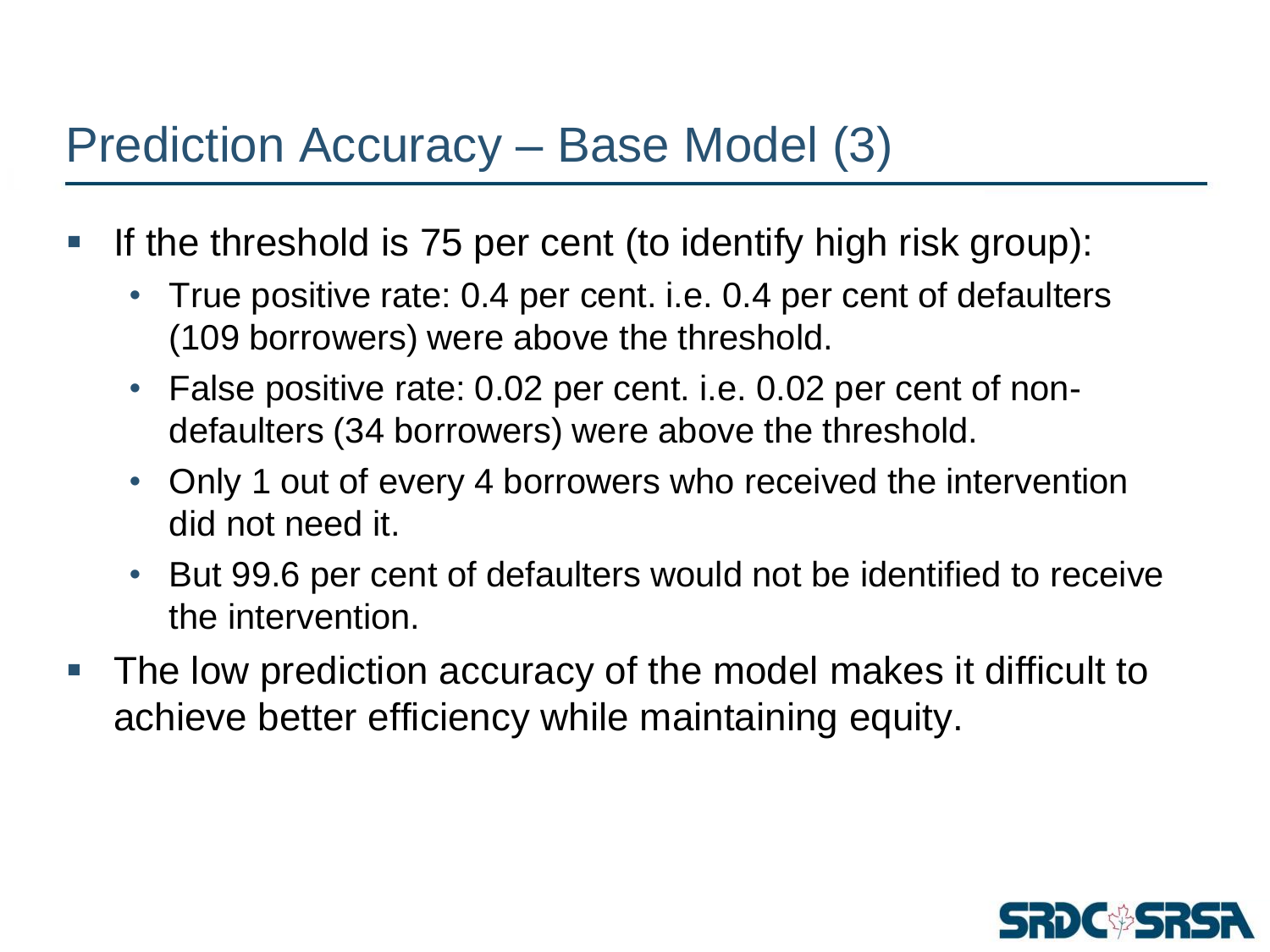# Prediction Accuracy – Base Model (3)

- If the threshold is 75 per cent (to identify high risk group):
  - True positive rate: 0.4 per cent. i.e. 0.4 per cent of defaulters (109 borrowers) were above the threshold.
  - False positive rate: 0.02 per cent. i.e. 0.02 per cent of non-defaulters (34 borrowers) were above the threshold.
  - Only 1 out of every 4 borrowers who received the intervention did not need it.
  - But 99.6 per cent of defaulters would not be identified to receive the intervention.
- The low prediction accuracy of the model makes it difficult to achieve better efficiency while maintaining equity.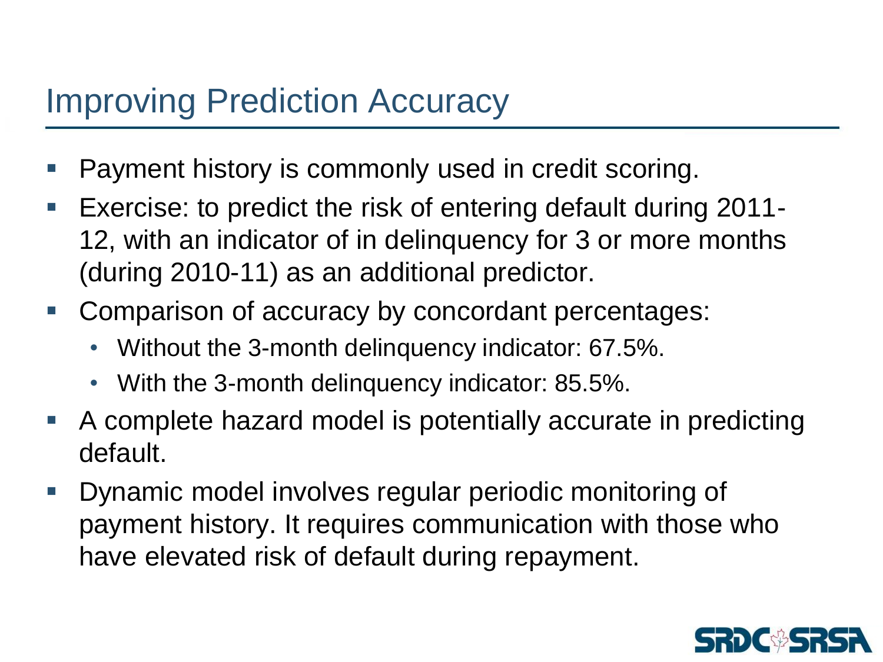# Improving Prediction Accuracy

- Payment history is commonly used in credit scoring.
- Exercise: to predict the risk of entering default during 2011-12, with an indicator of in delinquency for 3 or more months (during 2010-11) as an additional predictor.
- Comparison of accuracy by concordant percentages:
  - Without the 3-month delinquency indicator: 67.5%.
  - With the 3-month delinquency indicator: 85.5%.
- A complete hazard model is potentially accurate in predicting default.
- Dynamic model involves regular periodic monitoring of payment history. It requires communication with those who have elevated risk of default during repayment.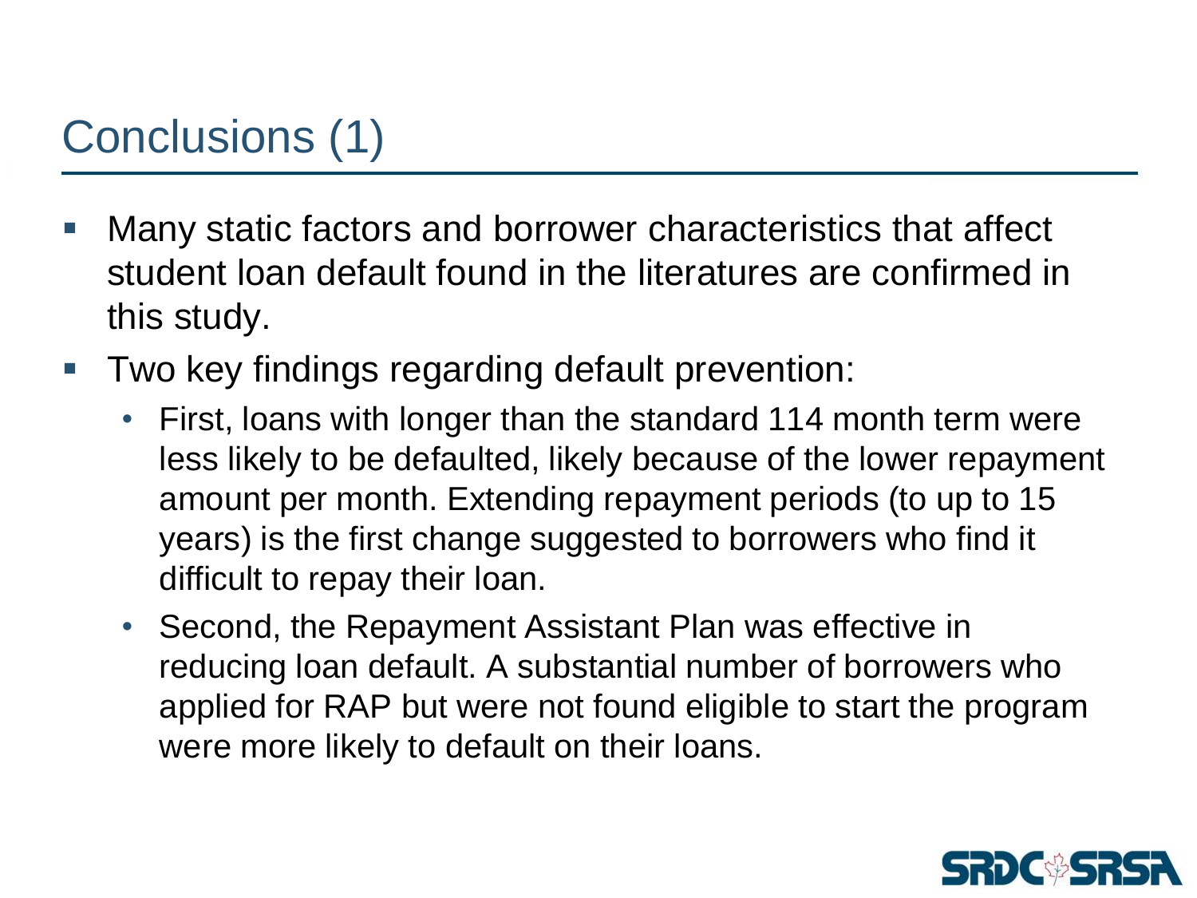# Conclusions (1)

- Many static factors and borrower characteristics that affect student loan default found in the literatures are confirmed in this study.
- Two key findings regarding default prevention:
  - First, loans with longer than the standard 114 month term were less likely to be defaulted, likely because of the lower repayment amount per month. Extending repayment periods (to up to 15 years) is the first change suggested to borrowers who find it difficult to repay their loan.
  - Second, the Repayment Assistant Plan was effective in reducing loan default. A substantial number of borrowers who applied for RAP but were not found eligible to start the program were more likely to default on their loans.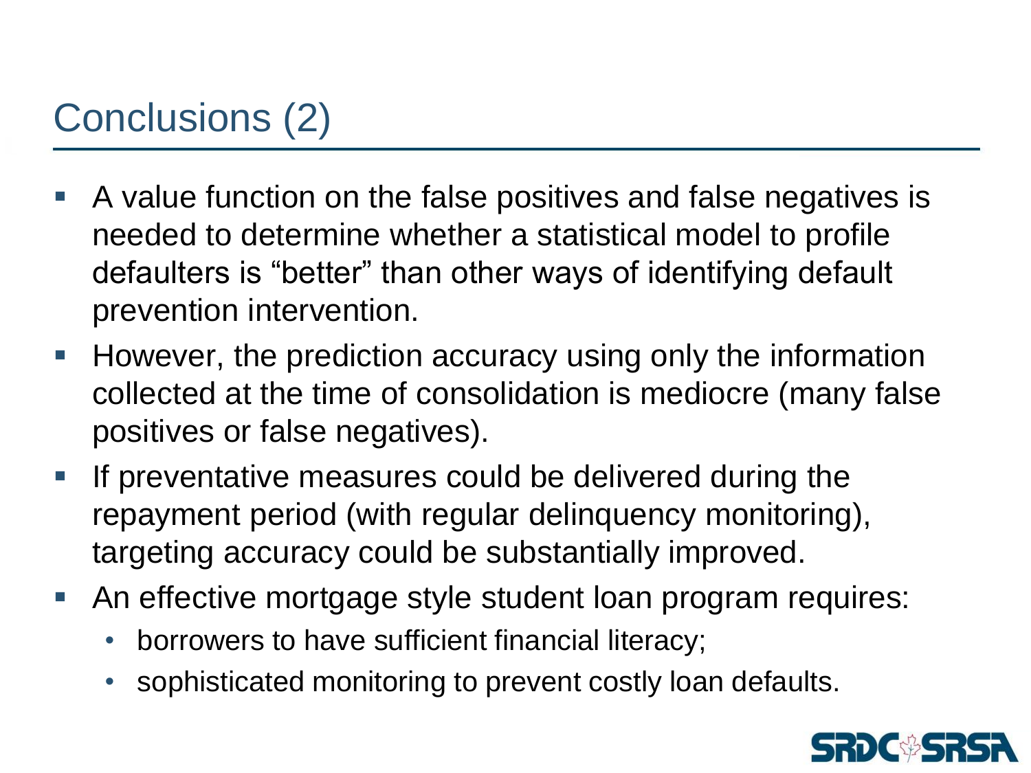# Conclusions (2)

- A value function on the false positives and false negatives is needed to determine whether a statistical model to profile defaulters is "better" than other ways of identifying default prevention intervention.
- However, the prediction accuracy using only the information collected at the time of consolidation is mediocre (many false positives or false negatives).
- If preventative measures could be delivered during the repayment period (with regular delinquency monitoring), targeting accuracy could be substantially improved.
- An effective mortgage style student loan program requires:
  - borrowers to have sufficient financial literacy;
  - sophisticated monitoring to prevent costly loan defaults.